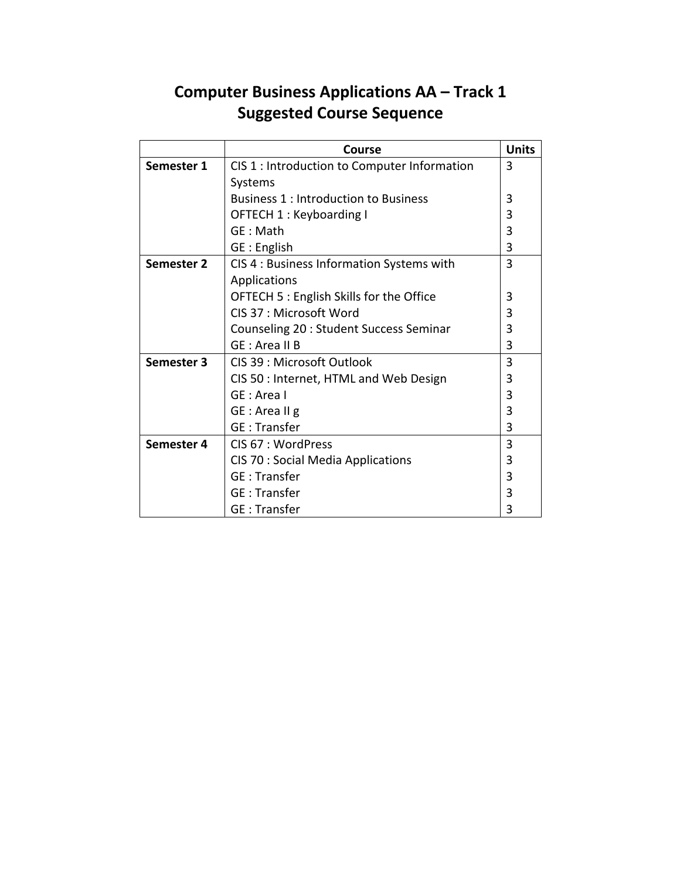# Computer Business Applications AA – Track 1
## Suggested Course Sequence

| | Course | Units |
|---|---|---|
| **Semester 1** | CIS 1 : Introduction to Computer Information Systems | 3 |
| | Business 1 : Introduction to Business | 3 |
| | OFTECH 1 : Keyboarding I | 3 |
| | GE : Math | 3 |
| | GE : English | 3 |
| **Semester 2** | CIS 4 : Business Information Systems with Applications | 3 |
| | OFTECH 5 : English Skills for the Office | 3 |
| | CIS 37 : Microsoft Word | 3 |
| | Counseling 20 : Student Success Seminar | 3 |
| | GE : Area II B | 3 |
| **Semester 3** | CIS 39 : Microsoft Outlook | 3 |
| | CIS 50 : Internet, HTML and Web Design | 3 |
| | GE : Area I | 3 |
| | GE : Area II g | 3 |
| | GE : Transfer | 3 |
| **Semester 4** | CIS 67 : WordPress | 3 |
| | CIS 70 : Social Media Applications | 3 |
| | GE : Transfer | 3 |
| | GE : Transfer | 3 |
| | GE : Transfer | 3 |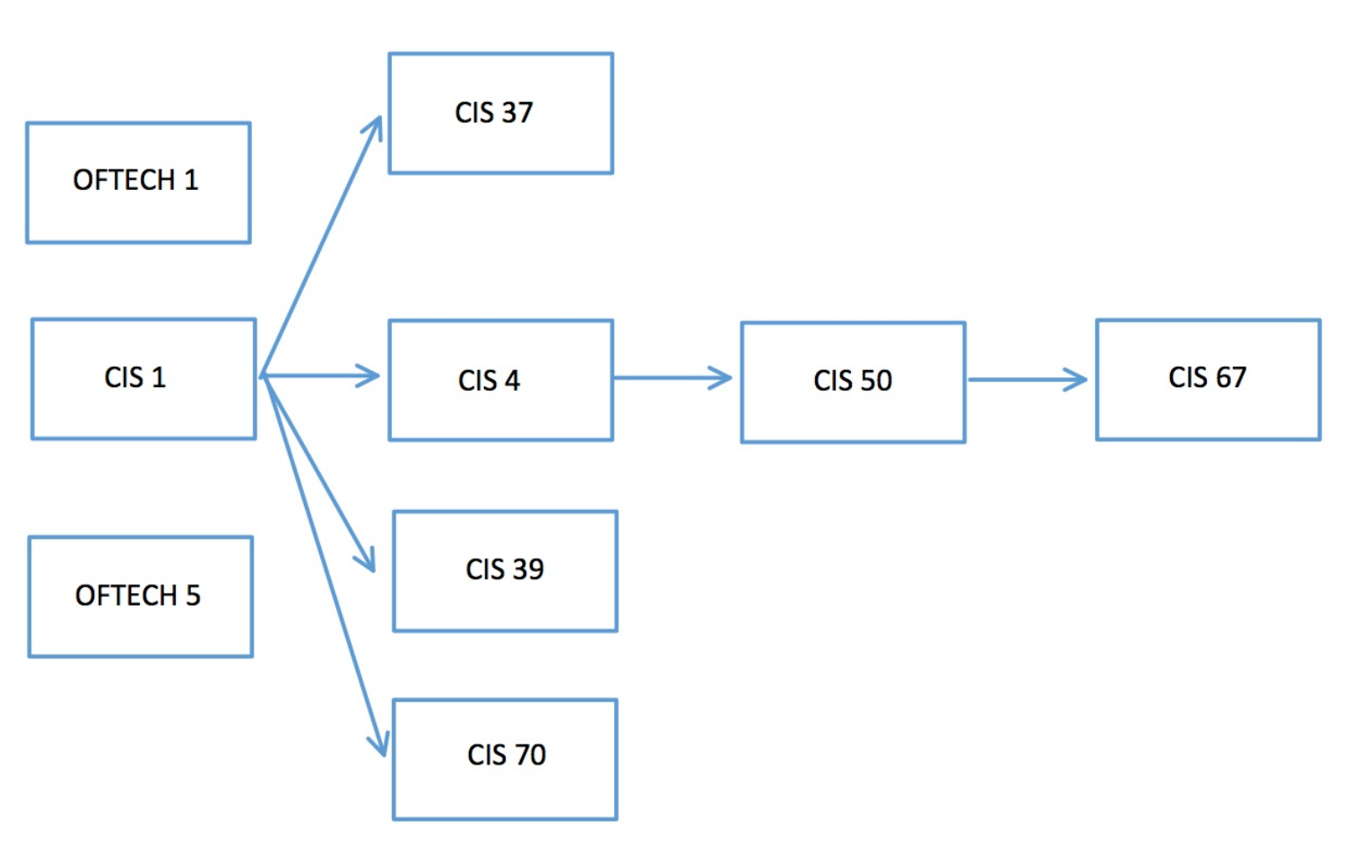OFTECH 1

CIS 37

CIS 1

CIS 4

CIS 50

CIS 67

CIS 39

OFTECH 5

CIS 70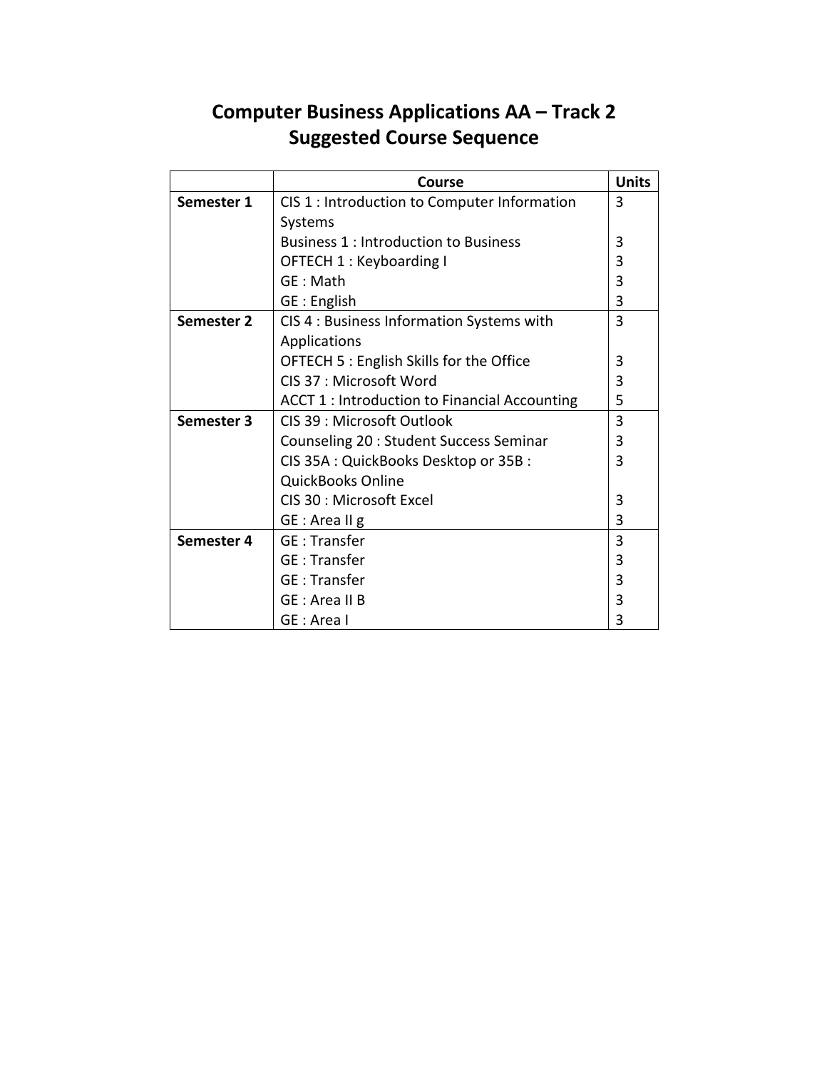# Computer Business Applications AA – Track 2
## Suggested Course Sequence

| | Course | Units |
|---|---|---|
| **Semester 1** | CIS 1 : Introduction to Computer Information Systems | 3 |
| | Business 1 : Introduction to Business | 3 |
| | OFTECH 1 : Keyboarding I | 3 |
| | GE : Math | 3 |
| | GE : English | 3 |
| **Semester 2** | CIS 4 : Business Information Systems with Applications | 3 |
| | OFTECH 5 : English Skills for the Office | 3 |
| | CIS 37 : Microsoft Word | 3 |
| | ACCT 1 : Introduction to Financial Accounting | 5 |
| **Semester 3** | CIS 39 : Microsoft Outlook | 3 |
| | Counseling 20 : Student Success Seminar | 3 |
| | CIS 35A : QuickBooks Desktop or 35B : QuickBooks Online | 3 |
| | CIS 30 : Microsoft Excel | 3 |
| | GE : Area II g | 3 |
| **Semester 4** | GE : Transfer | 3 |
| | GE : Transfer | 3 |
| | GE : Transfer | 3 |
| | GE : Area II B | 3 |
| | GE : Area I | 3 |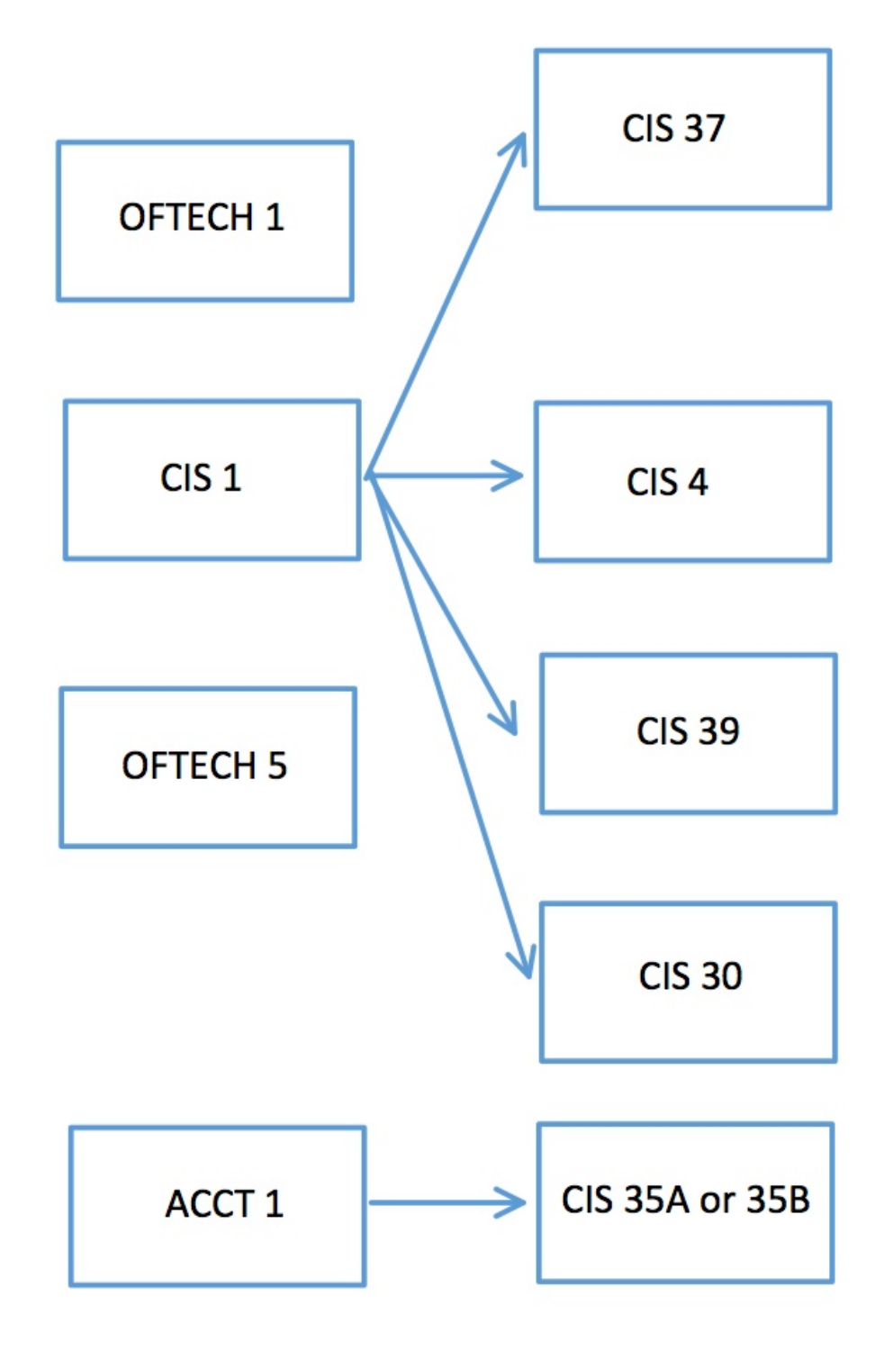OFTECH 1

CIS 1 → CIS 37

CIS 1 → CIS 4

CIS 1 → CIS 39

CIS 1 → CIS 30

OFTECH 5

ACCT 1 → CIS 35A or 35B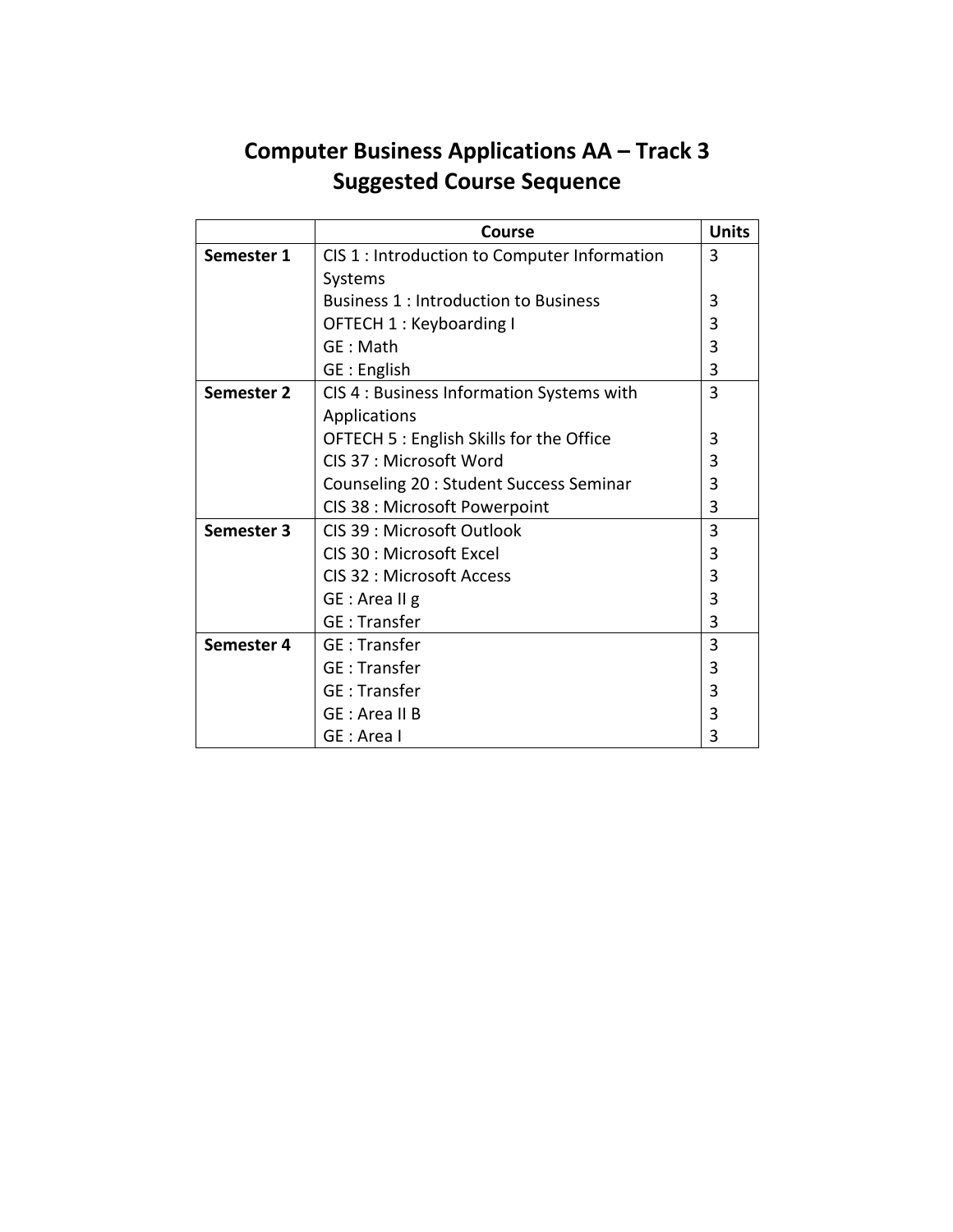# Computer Business Applications AA – Track 3
## Suggested Course Sequence

| | Course | Units |
|---|---|---|
| **Semester 1** | CIS 1 : Introduction to Computer Information Systems | 3 |
| | Business 1 : Introduction to Business | 3 |
| | OFTECH 1 : Keyboarding I | 3 |
| | GE : Math | 3 |
| | GE : English | 3 |
| **Semester 2** | CIS 4 : Business Information Systems with Applications | 3 |
| | OFTECH 5 : English Skills for the Office | 3 |
| | CIS 37 : Microsoft Word | 3 |
| | Counseling 20 : Student Success Seminar | 3 |
| | CIS 38 : Microsoft Powerpoint | 3 |
| **Semester 3** | CIS 39 : Microsoft Outlook | 3 |
| | CIS 30 : Microsoft Excel | 3 |
| | CIS 32 : Microsoft Access | 3 |
| | GE : Area II g | 3 |
| | GE : Transfer | 3 |
| **Semester 4** | GE : Transfer | 3 |
| | GE : Transfer | 3 |
| | GE : Transfer | 3 |
| | GE : Area II B | 3 |
| | GE : Area I | 3 |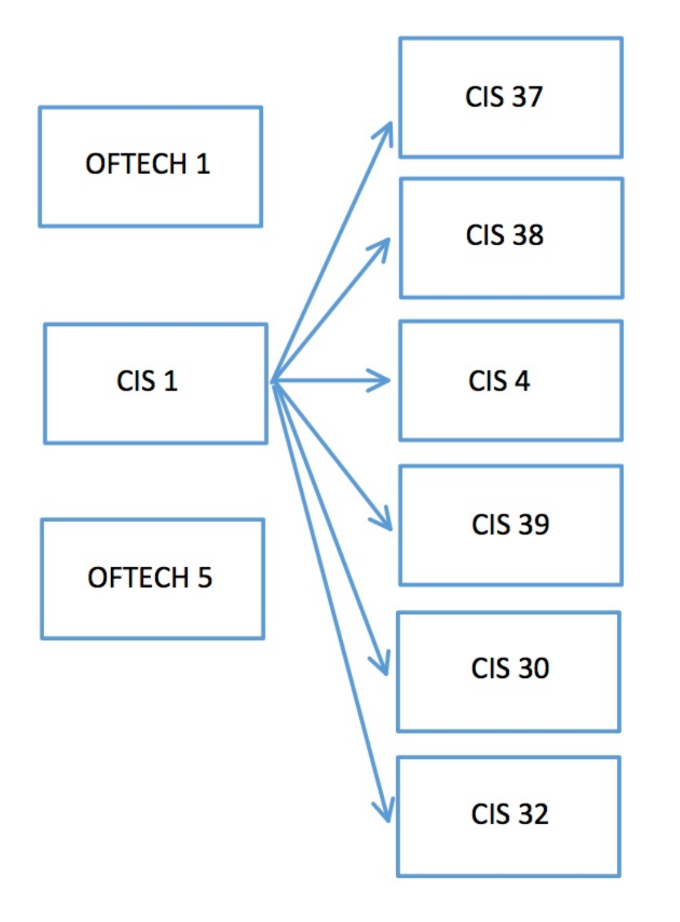OFTECH 1

CIS 1

OFTECH 5

CIS 37

CIS 38

CIS 4

CIS 39

CIS 30

CIS 32